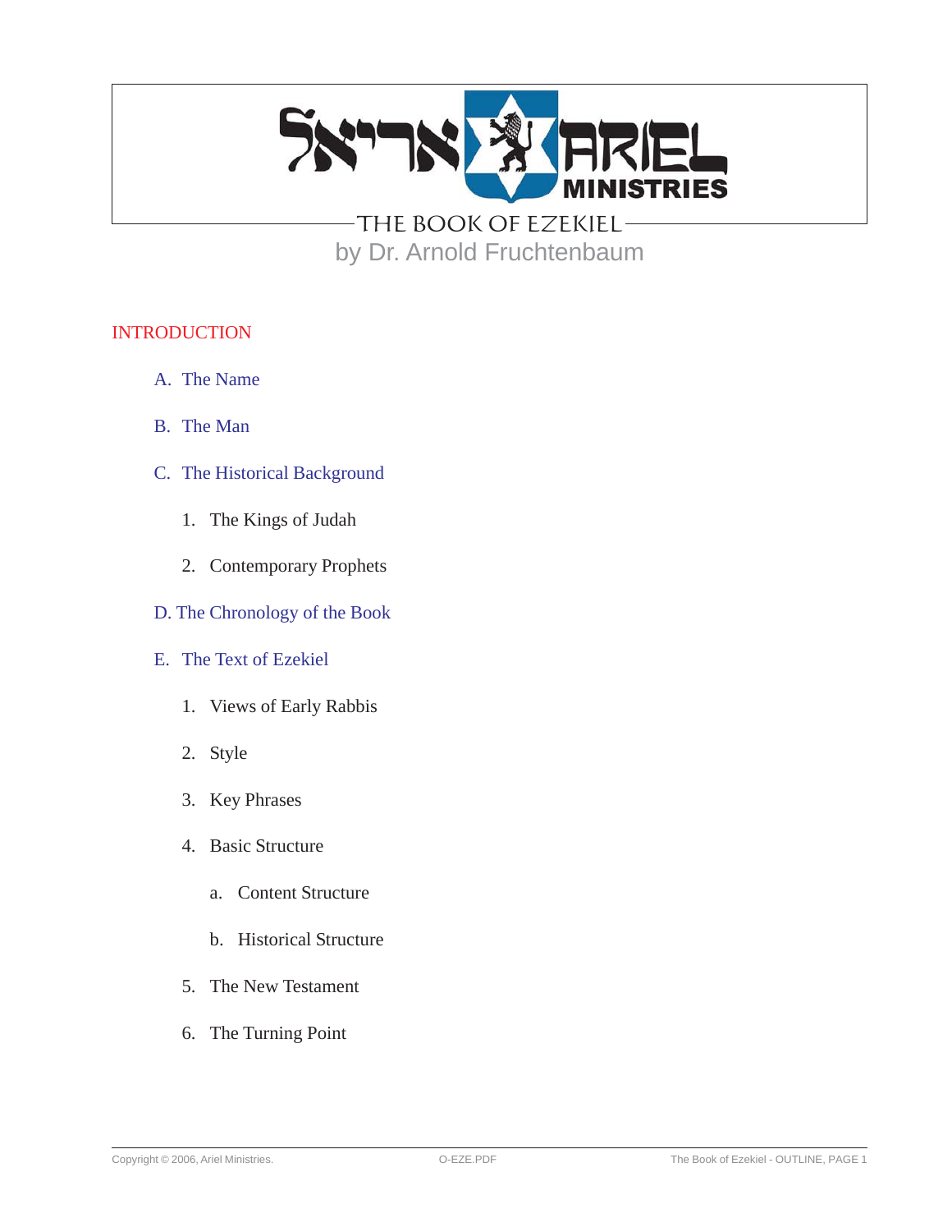# THE BOOK OF EZEKIEL

by Dr. Arnold Fruchtenbaum

## INTRODUCTION

A. The Name

B. The Man

C. The Historical Background

1. The Kings of Judah
2. Contemporary Prophets

D. The Chronology of the Book

E. The Text of Ezekiel

1. Views of Early Rabbis
2. Style
3. Key Phrases
4. Basic Structure
   a. Content Structure
   b. Historical Structure
5. The New Testament
6. The Turning Point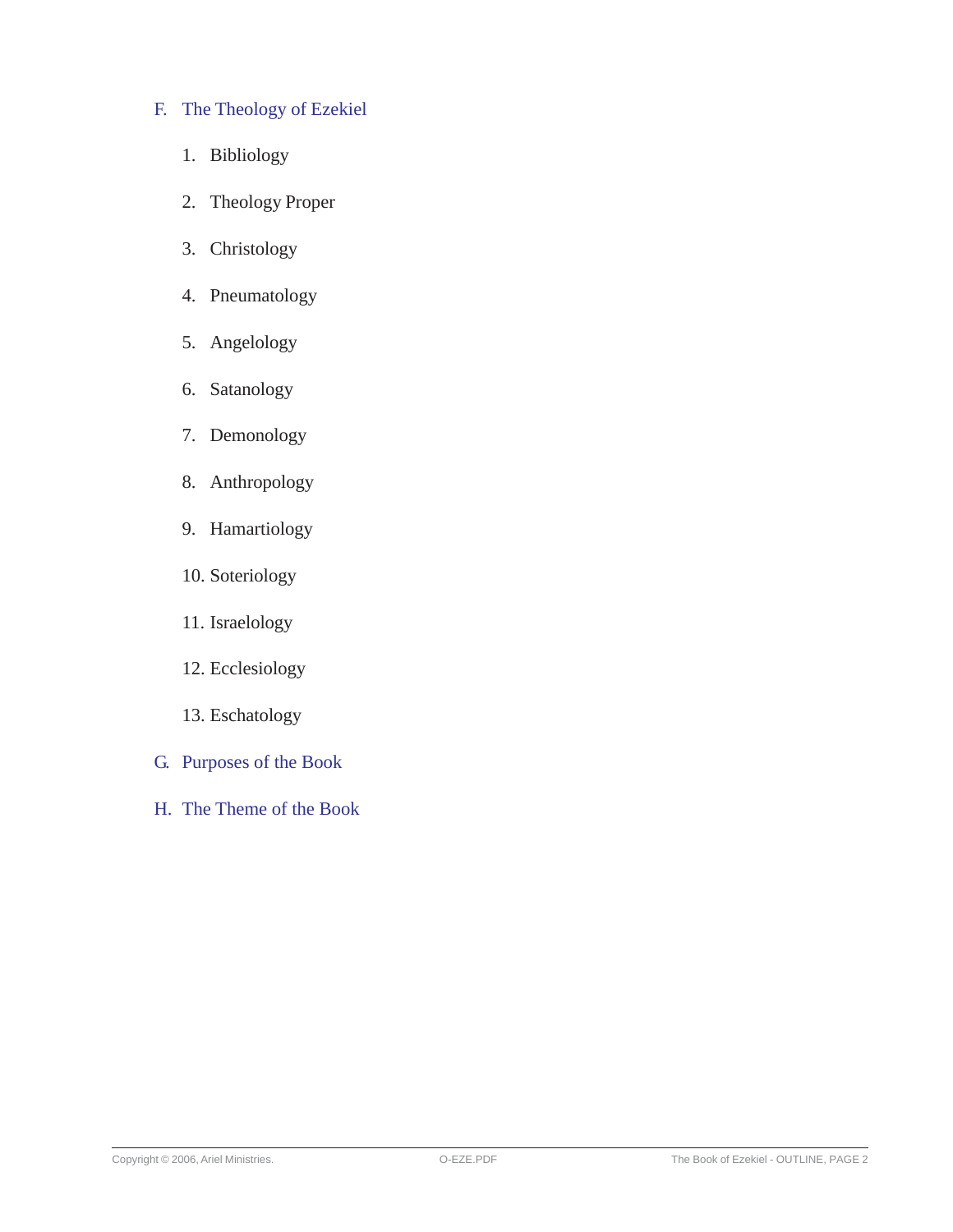F. The Theology of Ezekiel

1. Bibliology
2. Theology Proper
3. Christology
4. Pneumatology
5. Angelology
6. Satanology
7. Demonology
8. Anthropology
9. Hamartiology
10. Soteriology
11. Israelology
12. Ecclesiology
13. Eschatology

G. Purposes of the Book

H. The Theme of the Book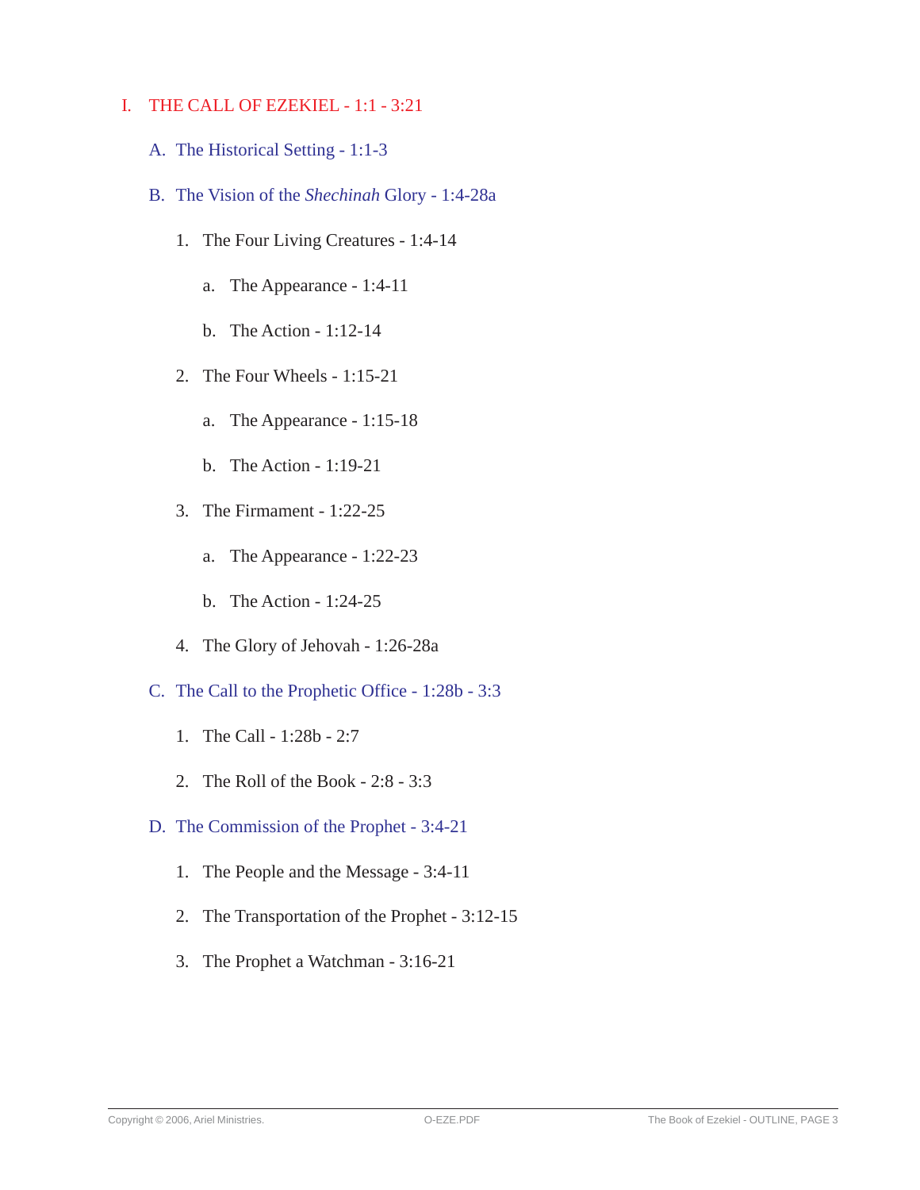I. THE CALL OF EZEKIEL - 1:1 - 3:21

A. The Historical Setting - 1:1-3

B. The Vision of the *Shechinah* Glory - 1:4-28a

1. The Four Living Creatures - 1:4-14

   a. The Appearance - 1:4-11

   b. The Action - 1:12-14

2. The Four Wheels - 1:15-21

   a. The Appearance - 1:15-18

   b. The Action - 1:19-21

3. The Firmament - 1:22-25

   a. The Appearance - 1:22-23

   b. The Action - 1:24-25

4. The Glory of Jehovah - 1:26-28a

C. The Call to the Prophetic Office - 1:28b - 3:3

1. The Call - 1:28b - 2:7

2. The Roll of the Book - 2:8 - 3:3

D. The Commission of the Prophet - 3:4-21

1. The People and the Message - 3:4-11

2. The Transportation of the Prophet - 3:12-15

3. The Prophet a Watchman - 3:16-21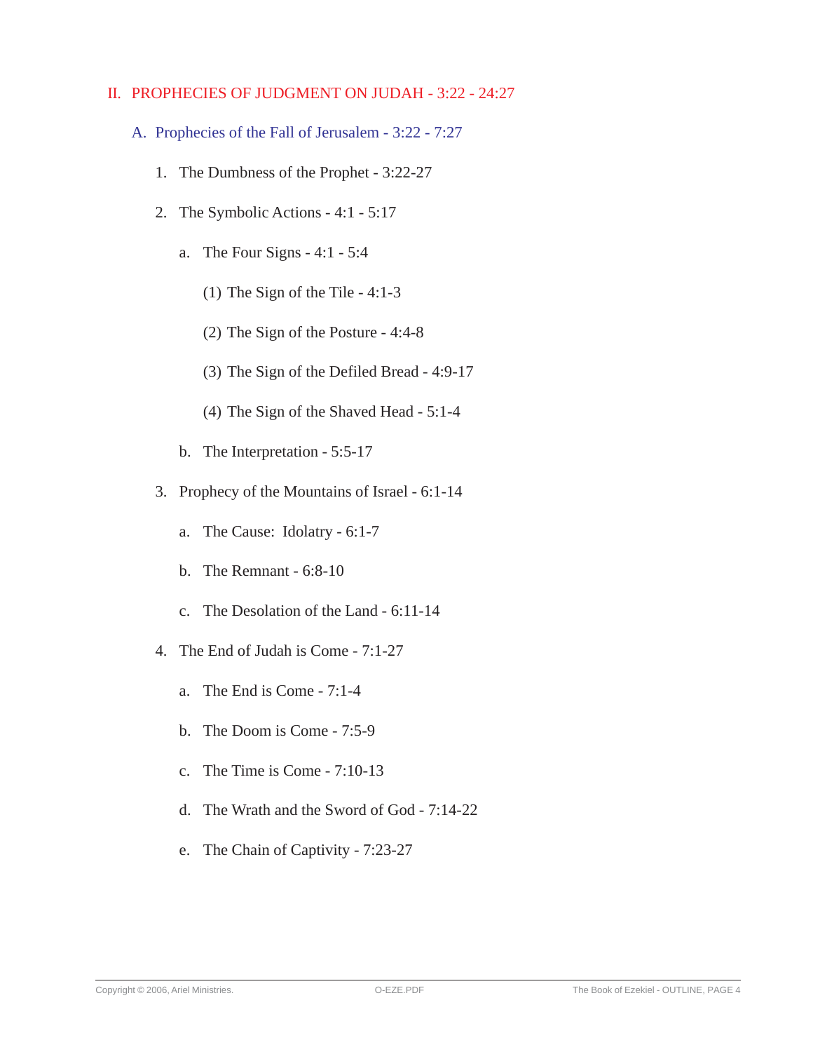## II. PROPHECIES OF JUDGMENT ON JUDAH - 3:22 - 24:27

### A. Prophecies of the Fall of Jerusalem - 3:22 - 7:27

1. The Dumbness of the Prophet - 3:22-27
2. The Symbolic Actions - 4:1 - 5:17
   a. The Four Signs - 4:1 - 5:4
      (1) The Sign of the Tile - 4:1-3
      (2) The Sign of the Posture - 4:4-8
      (3) The Sign of the Defiled Bread - 4:9-17
      (4) The Sign of the Shaved Head - 5:1-4
   b. The Interpretation - 5:5-17
3. Prophecy of the Mountains of Israel - 6:1-14
   a. The Cause: Idolatry - 6:1-7
   b. The Remnant - 6:8-10
   c. The Desolation of the Land - 6:11-14
4. The End of Judah is Come - 7:1-27
   a. The End is Come - 7:1-4
   b. The Doom is Come - 7:5-9
   c. The Time is Come - 7:10-13
   d. The Wrath and the Sword of God - 7:14-22
   e. The Chain of Captivity - 7:23-27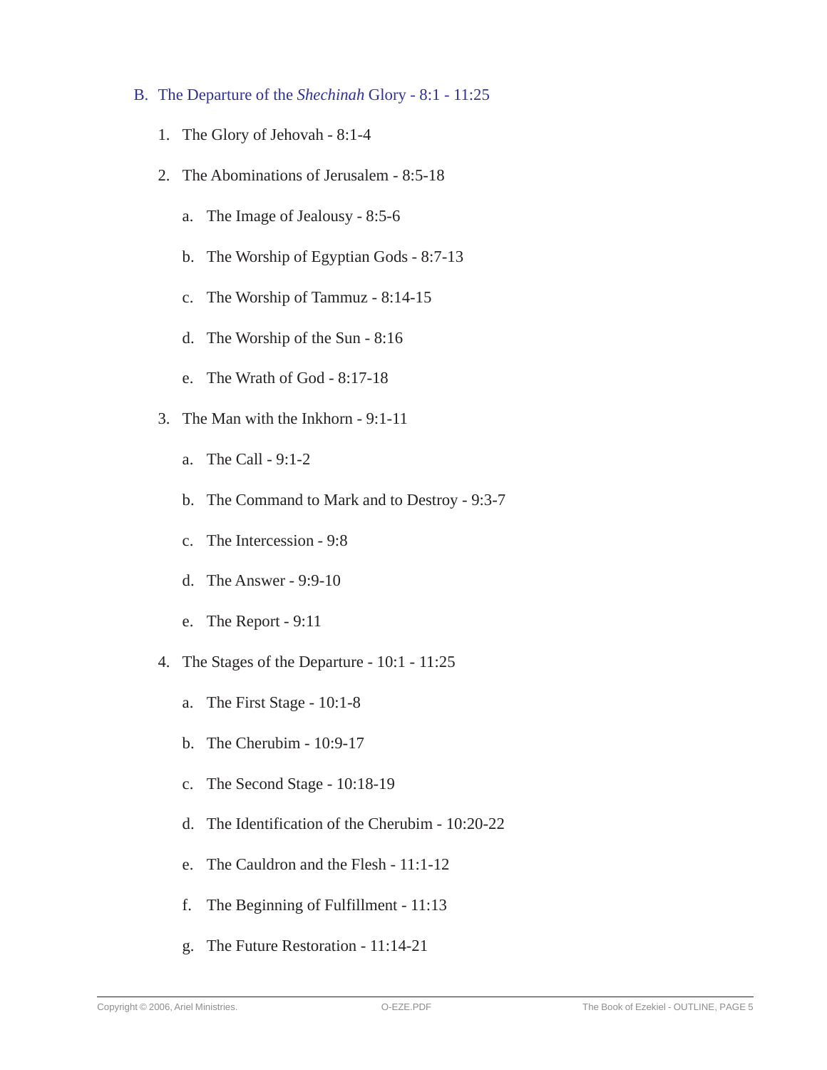## B. The Departure of the *Shechinah* Glory - 8:1 - 11:25

1. The Glory of Jehovah - 8:1-4
2. The Abominations of Jerusalem - 8:5-18
    a. The Image of Jealousy - 8:5-6
    b. The Worship of Egyptian Gods - 8:7-13
    c. The Worship of Tammuz - 8:14-15
    d. The Worship of the Sun - 8:16
    e. The Wrath of God - 8:17-18
3. The Man with the Inkhorn - 9:1-11
    a. The Call - 9:1-2
    b. The Command to Mark and to Destroy - 9:3-7
    c. The Intercession - 9:8
    d. The Answer - 9:9-10
    e. The Report - 9:11
4. The Stages of the Departure - 10:1 - 11:25
    a. The First Stage - 10:1-8
    b. The Cherubim - 10:9-17
    c. The Second Stage - 10:18-19
    d. The Identification of the Cherubim - 10:20-22
    e. The Cauldron and the Flesh - 11:1-12
    f. The Beginning of Fulfillment - 11:13
    g. The Future Restoration - 11:14-21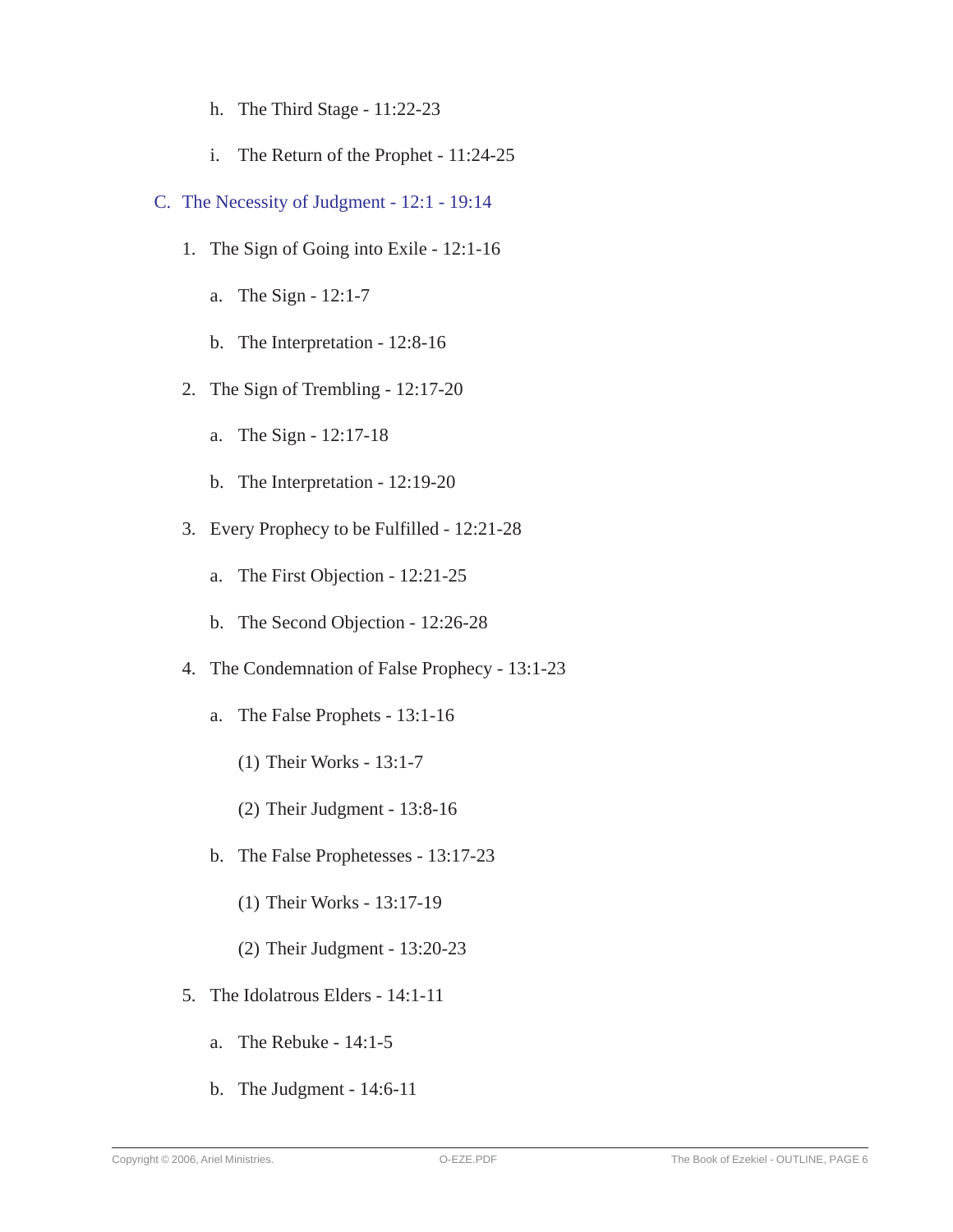h. The Third Stage - 11:22-23

i. The Return of the Prophet - 11:24-25

C. The Necessity of Judgment - 12:1 - 19:14

1. The Sign of Going into Exile - 12:1-16

   a. The Sign - 12:1-7

   b. The Interpretation - 12:8-16

2. The Sign of Trembling - 12:17-20

   a. The Sign - 12:17-18

   b. The Interpretation - 12:19-20

3. Every Prophecy to be Fulfilled - 12:21-28

   a. The First Objection - 12:21-25

   b. The Second Objection - 12:26-28

4. The Condemnation of False Prophecy - 13:1-23

   a. The False Prophets - 13:1-16

      (1) Their Works - 13:1-7

      (2) Their Judgment - 13:8-16

   b. The False Prophetesses - 13:17-23

      (1) Their Works - 13:17-19

      (2) Their Judgment - 13:20-23

5. The Idolatrous Elders - 14:1-11

   a. The Rebuke - 14:1-5

   b. The Judgment - 14:6-11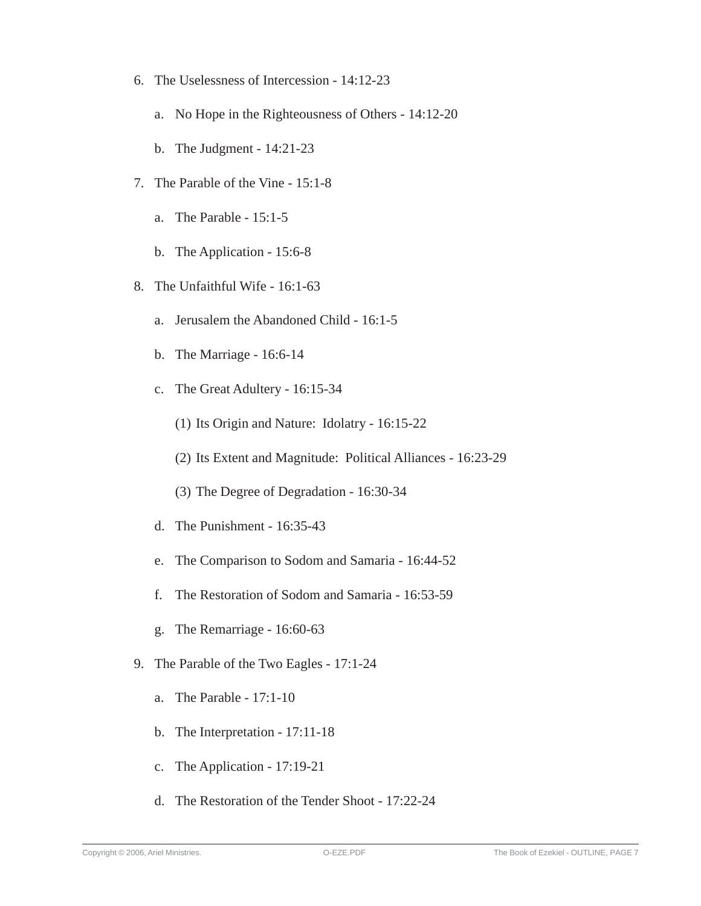6. The Uselessness of Intercession - 14:12-23

   a. No Hope in the Righteousness of Others - 14:12-20

   b. The Judgment - 14:21-23

7. The Parable of the Vine - 15:1-8

   a. The Parable - 15:1-5

   b. The Application - 15:6-8

8. The Unfaithful Wife - 16:1-63

   a. Jerusalem the Abandoned Child - 16:1-5

   b. The Marriage - 16:6-14

   c. The Great Adultery - 16:15-34

      (1) Its Origin and Nature:  Idolatry - 16:15-22

      (2) Its Extent and Magnitude:  Political Alliances - 16:23-29

      (3) The Degree of Degradation - 16:30-34

   d. The Punishment - 16:35-43

   e. The Comparison to Sodom and Samaria - 16:44-52

   f. The Restoration of Sodom and Samaria - 16:53-59

   g. The Remarriage - 16:60-63

9. The Parable of the Two Eagles - 17:1-24

   a. The Parable - 17:1-10

   b. The Interpretation - 17:11-18

   c. The Application - 17:19-21

   d. The Restoration of the Tender Shoot - 17:22-24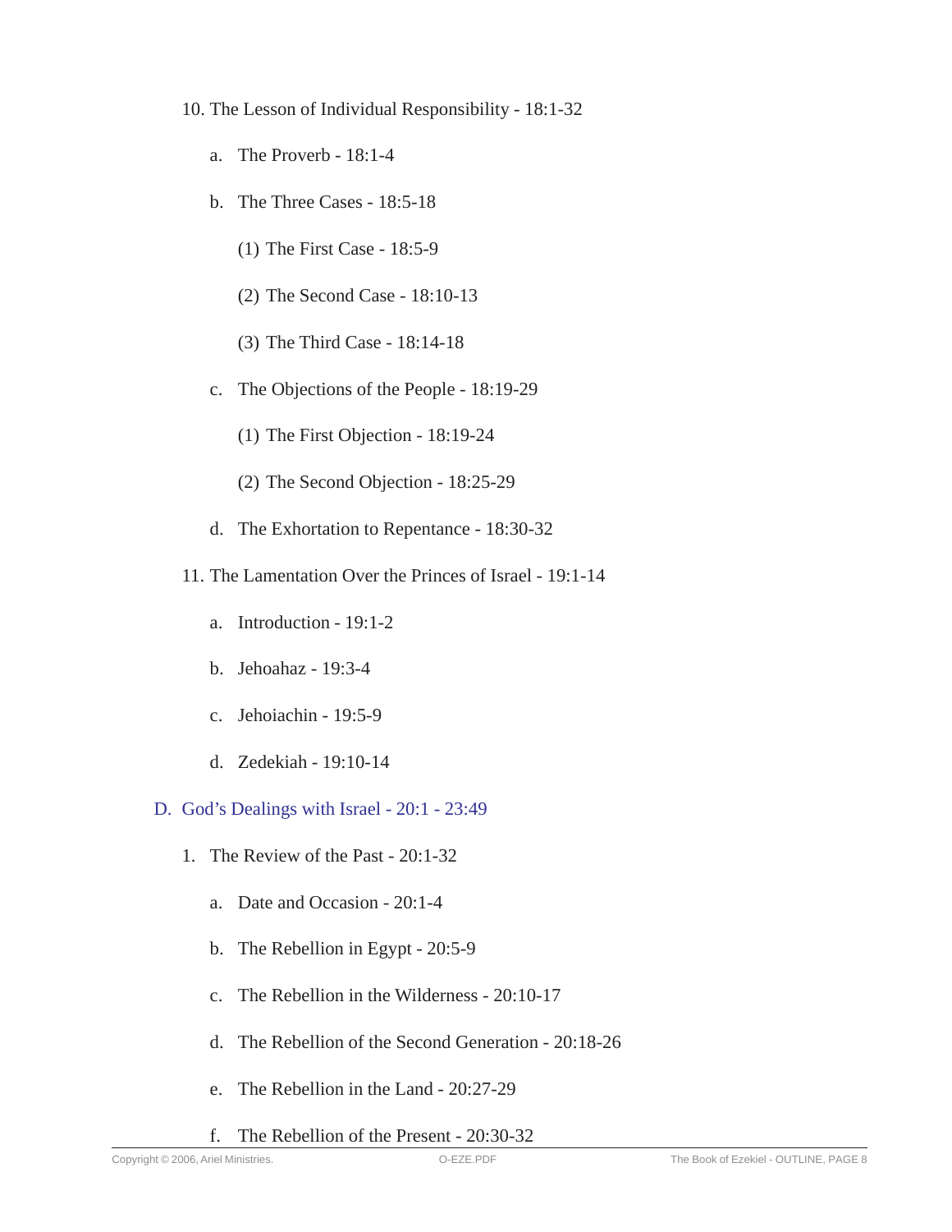10. The Lesson of Individual Responsibility - 18:1-32

    a. The Proverb - 18:1-4

    b. The Three Cases - 18:5-18

        (1) The First Case - 18:5-9

        (2) The Second Case - 18:10-13

        (3) The Third Case - 18:14-18

    c. The Objections of the People - 18:19-29

        (1) The First Objection - 18:19-24

        (2) The Second Objection - 18:25-29

    d. The Exhortation to Repentance - 18:30-32

11. The Lamentation Over the Princes of Israel - 19:1-14

    a. Introduction - 19:1-2

    b. Jehoahaz - 19:3-4

    c. Jehoiachin - 19:5-9

    d. Zedekiah - 19:10-14

## D. God's Dealings with Israel - 20:1 - 23:49

1. The Review of the Past - 20:1-32

    a. Date and Occasion - 20:1-4

    b. The Rebellion in Egypt - 20:5-9

    c. The Rebellion in the Wilderness - 20:10-17

    d. The Rebellion of the Second Generation - 20:18-26

    e. The Rebellion in the Land - 20:27-29

    f. The Rebellion of the Present - 20:30-32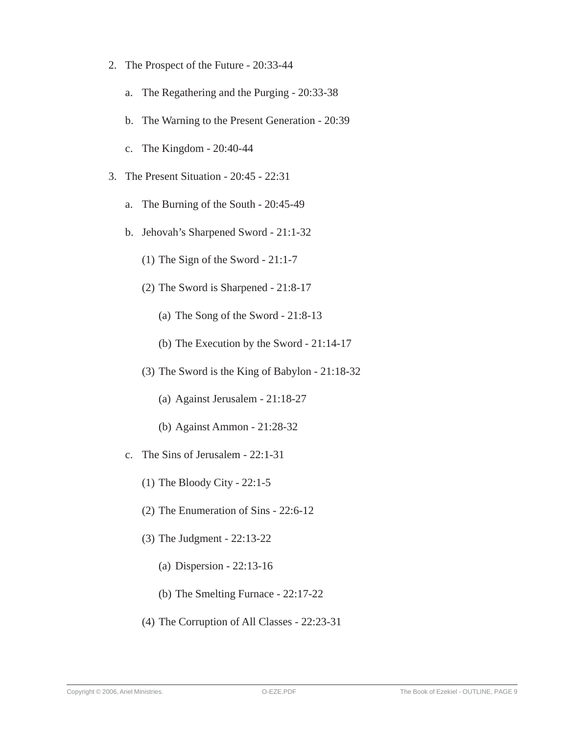2. The Prospect of the Future - 20:33-44

    a. The Regathering and the Purging - 20:33-38

    b. The Warning to the Present Generation - 20:39

    c. The Kingdom - 20:40-44

3. The Present Situation - 20:45 - 22:31

    a. The Burning of the South - 20:45-49

    b. Jehovah's Sharpened Sword - 21:1-32

        (1) The Sign of the Sword - 21:1-7

        (2) The Sword is Sharpened - 21:8-17

            (a) The Song of the Sword - 21:8-13

            (b) The Execution by the Sword - 21:14-17

        (3) The Sword is the King of Babylon - 21:18-32

            (a) Against Jerusalem - 21:18-27

            (b) Against Ammon - 21:28-32

    c. The Sins of Jerusalem - 22:1-31

        (1) The Bloody City - 22:1-5

        (2) The Enumeration of Sins - 22:6-12

        (3) The Judgment - 22:13-22

            (a) Dispersion - 22:13-16

            (b) The Smelting Furnace - 22:17-22

        (4) The Corruption of All Classes - 22:23-31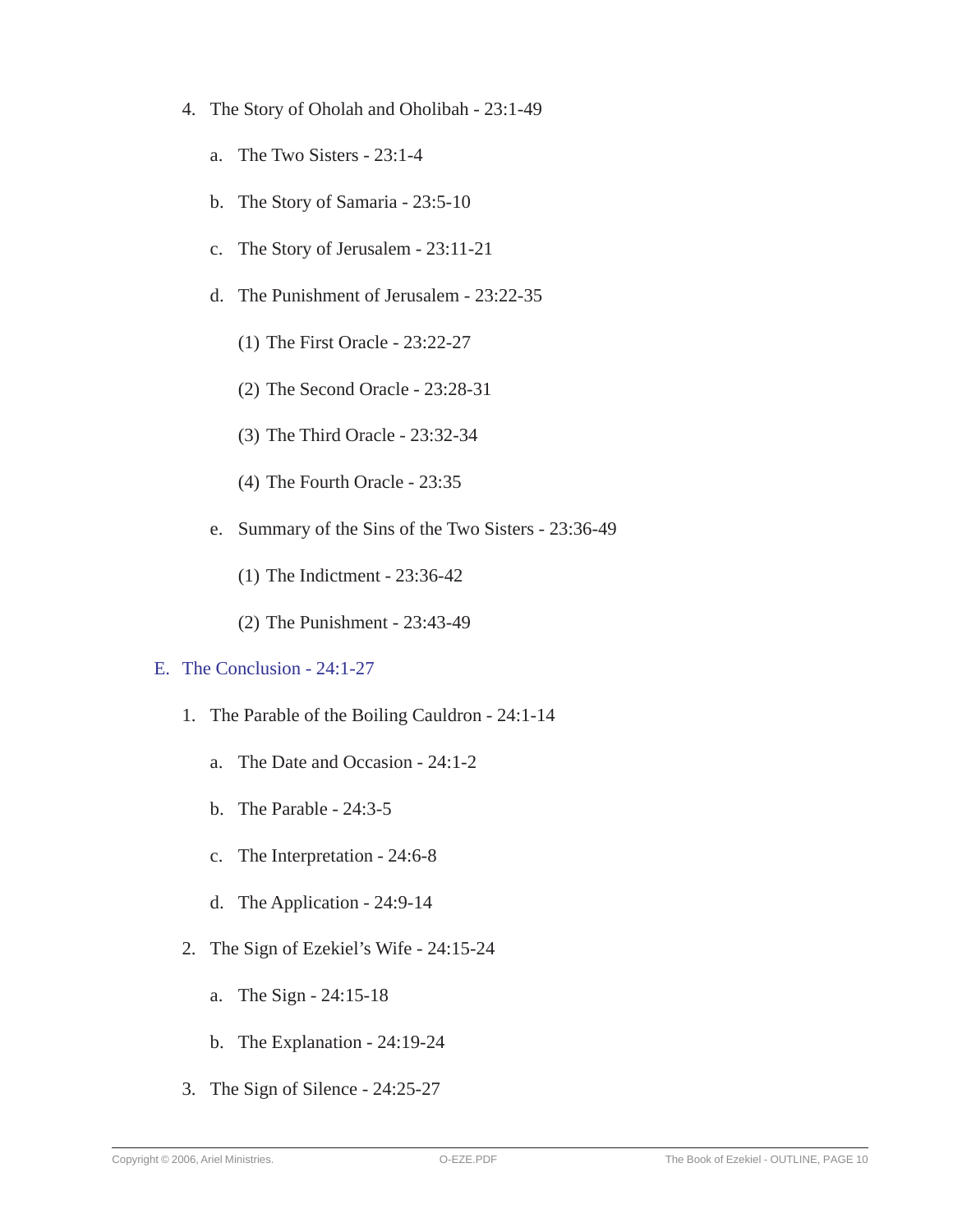4. The Story of Oholah and Oholibah - 23:1-49

    a. The Two Sisters - 23:1-4

    b. The Story of Samaria - 23:5-10

    c. The Story of Jerusalem - 23:11-21

    d. The Punishment of Jerusalem - 23:22-35

        (1) The First Oracle - 23:22-27

        (2) The Second Oracle - 23:28-31

        (3) The Third Oracle - 23:32-34

        (4) The Fourth Oracle - 23:35

    e. Summary of the Sins of the Two Sisters - 23:36-49

        (1) The Indictment - 23:36-42

        (2) The Punishment - 23:43-49

## E. The Conclusion - 24:1-27

1. The Parable of the Boiling Cauldron - 24:1-14

    a. The Date and Occasion - 24:1-2

    b. The Parable - 24:3-5

    c. The Interpretation - 24:6-8

    d. The Application - 24:9-14

2. The Sign of Ezekiel's Wife - 24:15-24

    a. The Sign - 24:15-18

    b. The Explanation - 24:19-24

3. The Sign of Silence - 24:25-27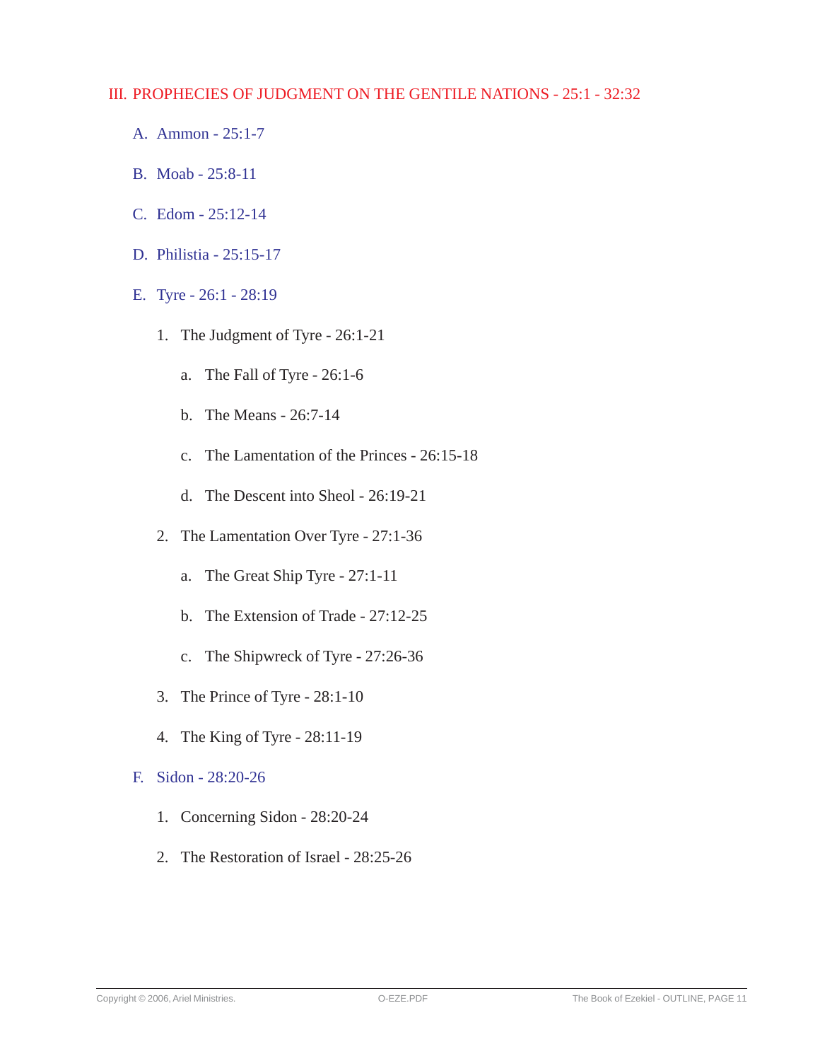## III. PROPHECIES OF JUDGMENT ON THE GENTILE NATIONS - 25:1 - 32:32

A. Ammon - 25:1-7

B. Moab - 25:8-11

C. Edom - 25:12-14

D. Philistia - 25:15-17

E. Tyre - 26:1 - 28:19

1. The Judgment of Tyre - 26:1-21

    a. The Fall of Tyre - 26:1-6

    b. The Means - 26:7-14

    c. The Lamentation of the Princes - 26:15-18

    d. The Descent into Sheol - 26:19-21

2. The Lamentation Over Tyre - 27:1-36

    a. The Great Ship Tyre - 27:1-11

    b. The Extension of Trade - 27:12-25

    c. The Shipwreck of Tyre - 27:26-36

3. The Prince of Tyre - 28:1-10

4. The King of Tyre - 28:11-19

F. Sidon - 28:20-26

1. Concerning Sidon - 28:20-24

2. The Restoration of Israel - 28:25-26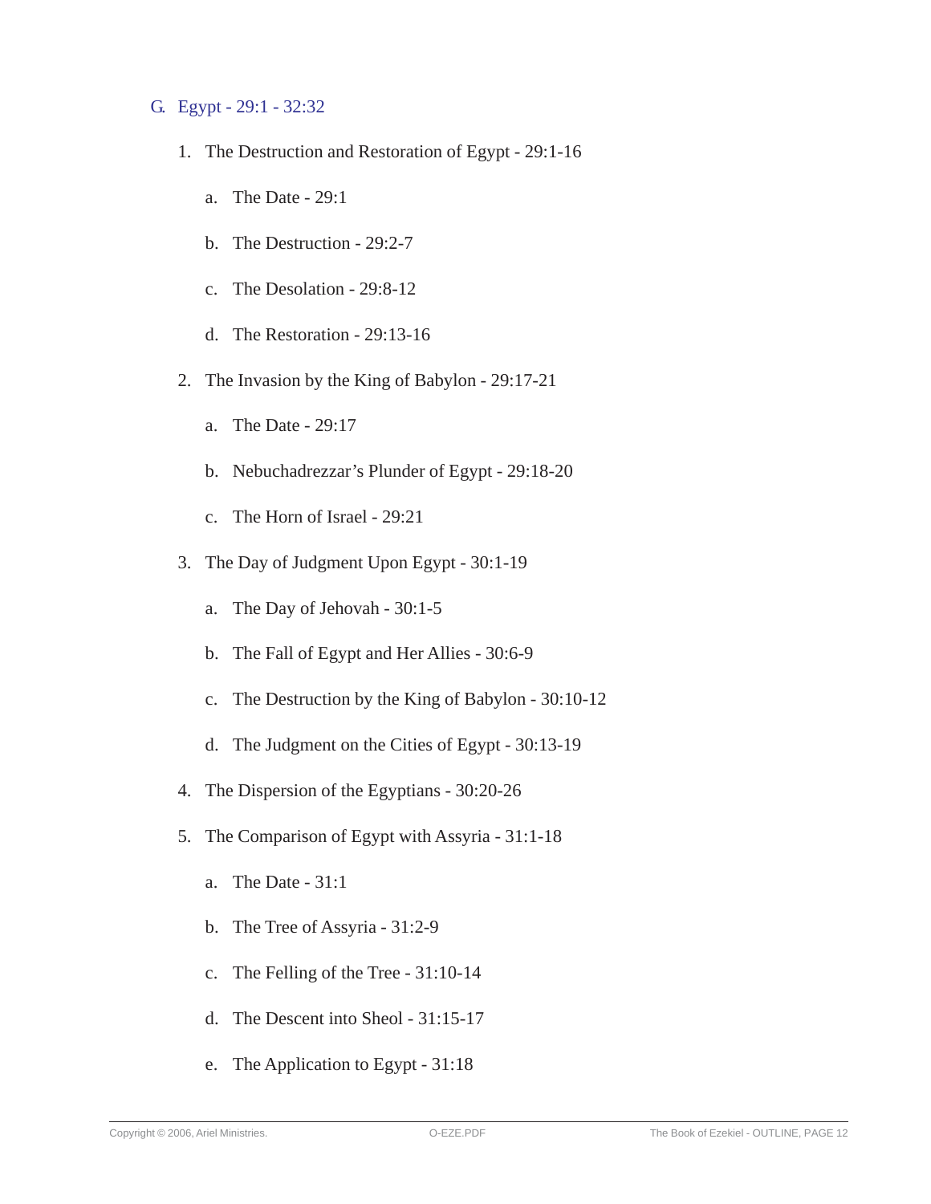### G. Egypt - 29:1 - 32:32

1. The Destruction and Restoration of Egypt - 29:1-16
    a. The Date - 29:1
    b. The Destruction - 29:2-7
    c. The Desolation - 29:8-12
    d. The Restoration - 29:13-16
2. The Invasion by the King of Babylon - 29:17-21
    a. The Date - 29:17
    b. Nebuchadrezzar's Plunder of Egypt - 29:18-20
    c. The Horn of Israel - 29:21
3. The Day of Judgment Upon Egypt - 30:1-19
    a. The Day of Jehovah - 30:1-5
    b. The Fall of Egypt and Her Allies - 30:6-9
    c. The Destruction by the King of Babylon - 30:10-12
    d. The Judgment on the Cities of Egypt - 30:13-19
4. The Dispersion of the Egyptians - 30:20-26
5. The Comparison of Egypt with Assyria - 31:1-18
    a. The Date - 31:1
    b. The Tree of Assyria - 31:2-9
    c. The Felling of the Tree - 31:10-14
    d. The Descent into Sheol - 31:15-17
    e. The Application to Egypt - 31:18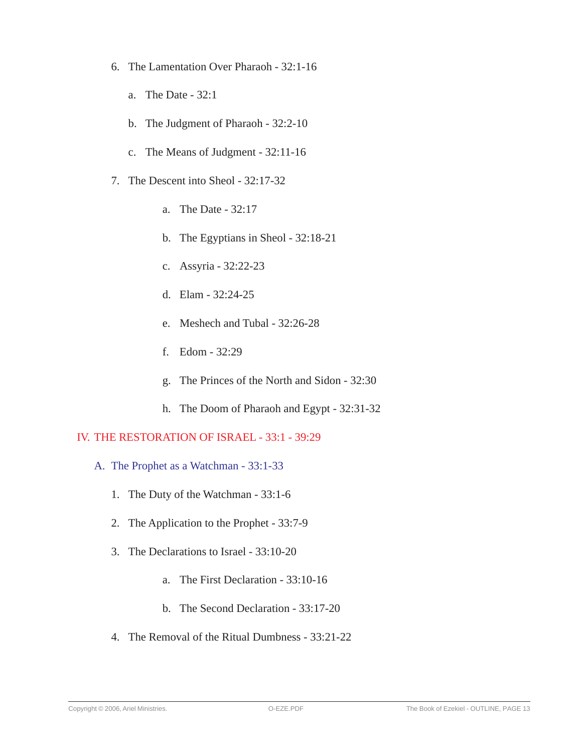6. The Lamentation Over Pharaoh - 32:1-16

   a. The Date - 32:1

   b. The Judgment of Pharaoh - 32:2-10

   c. The Means of Judgment - 32:11-16

7. The Descent into Sheol - 32:17-32

   a. The Date - 32:17

   b. The Egyptians in Sheol - 32:18-21

   c. Assyria - 32:22-23

   d. Elam - 32:24-25

   e. Meshech and Tubal - 32:26-28

   f. Edom - 32:29

   g. The Princes of the North and Sidon - 32:30

   h. The Doom of Pharaoh and Egypt - 32:31-32

# IV. THE RESTORATION OF ISRAEL - 33:1 - 39:29

## A. The Prophet as a Watchman - 33:1-33

1. The Duty of the Watchman - 33:1-6

2. The Application to the Prophet - 33:7-9

3. The Declarations to Israel - 33:10-20

   a. The First Declaration - 33:10-16

   b. The Second Declaration - 33:17-20

4. The Removal of the Ritual Dumbness - 33:21-22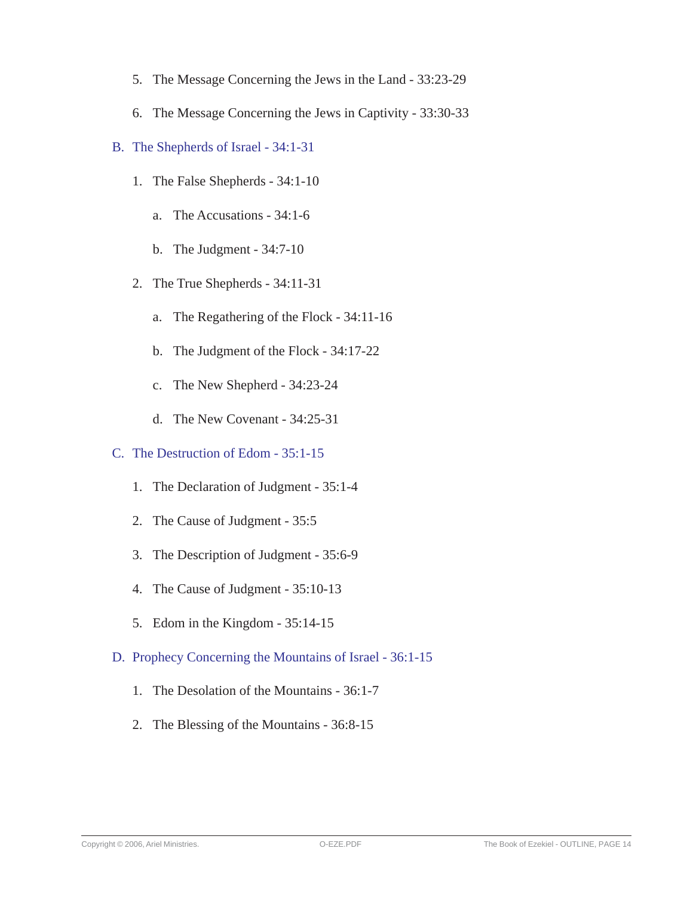5. The Message Concerning the Jews in the Land - 33:23-29

6. The Message Concerning the Jews in Captivity - 33:30-33

B. The Shepherds of Israel - 34:1-31

1. The False Shepherds - 34:1-10

   a. The Accusations - 34:1-6

   b. The Judgment - 34:7-10

2. The True Shepherds - 34:11-31

   a. The Regathering of the Flock - 34:11-16

   b. The Judgment of the Flock - 34:17-22

   c. The New Shepherd - 34:23-24

   d. The New Covenant - 34:25-31

C. The Destruction of Edom - 35:1-15

1. The Declaration of Judgment - 35:1-4

2. The Cause of Judgment - 35:5

3. The Description of Judgment - 35:6-9

4. The Cause of Judgment - 35:10-13

5. Edom in the Kingdom - 35:14-15

D. Prophecy Concerning the Mountains of Israel - 36:1-15

1. The Desolation of the Mountains - 36:1-7

2. The Blessing of the Mountains - 36:8-15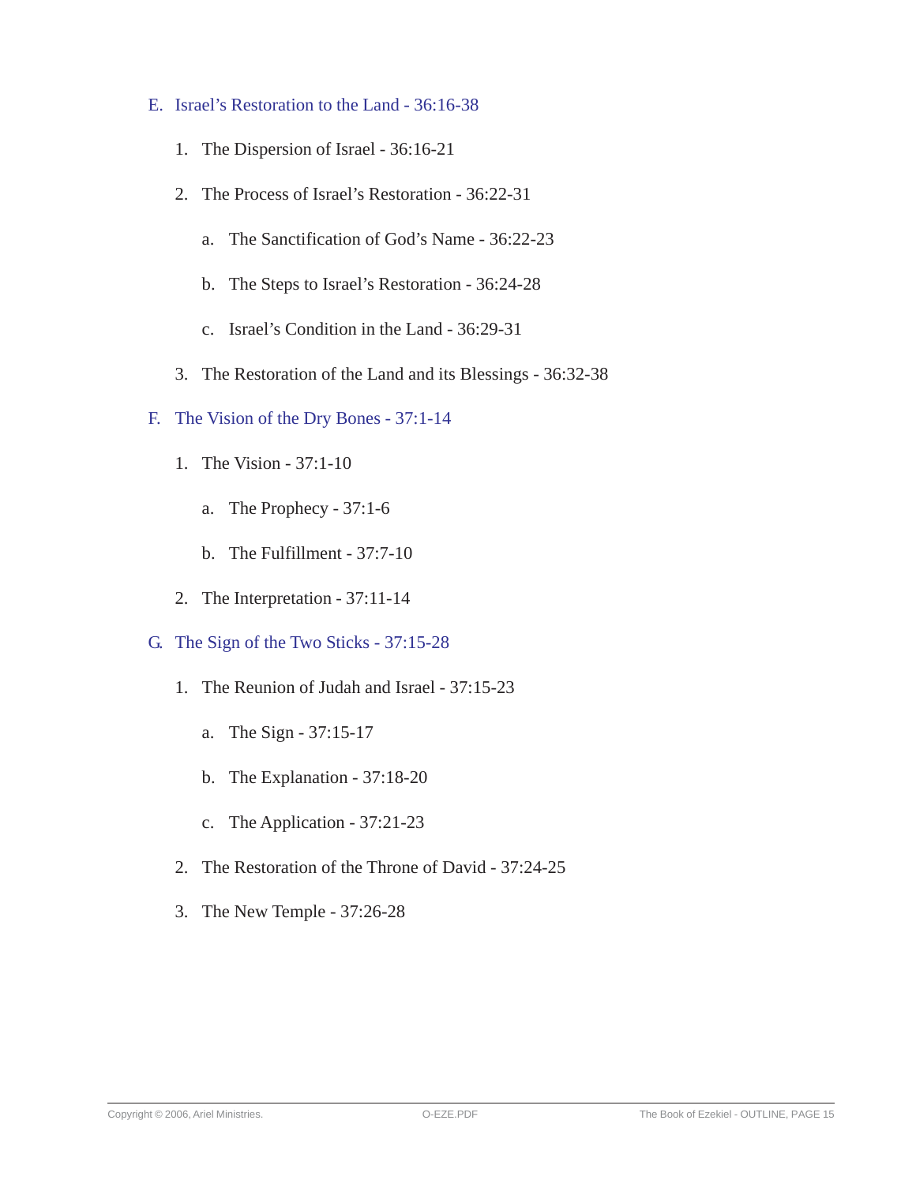## E. Israel's Restoration to the Land - 36:16-38

1. The Dispersion of Israel - 36:16-21
2. The Process of Israel's Restoration - 36:22-31
   a. The Sanctification of God's Name - 36:22-23
   b. The Steps to Israel's Restoration - 36:24-28
   c. Israel's Condition in the Land - 36:29-31
3. The Restoration of the Land and its Blessings - 36:32-38

## F. The Vision of the Dry Bones - 37:1-14

1. The Vision - 37:1-10
   a. The Prophecy - 37:1-6
   b. The Fulfillment - 37:7-10
2. The Interpretation - 37:11-14

## G. The Sign of the Two Sticks - 37:15-28

1. The Reunion of Judah and Israel - 37:15-23
   a. The Sign - 37:15-17
   b. The Explanation - 37:18-20
   c. The Application - 37:21-23
2. The Restoration of the Throne of David - 37:24-25
3. The New Temple - 37:26-28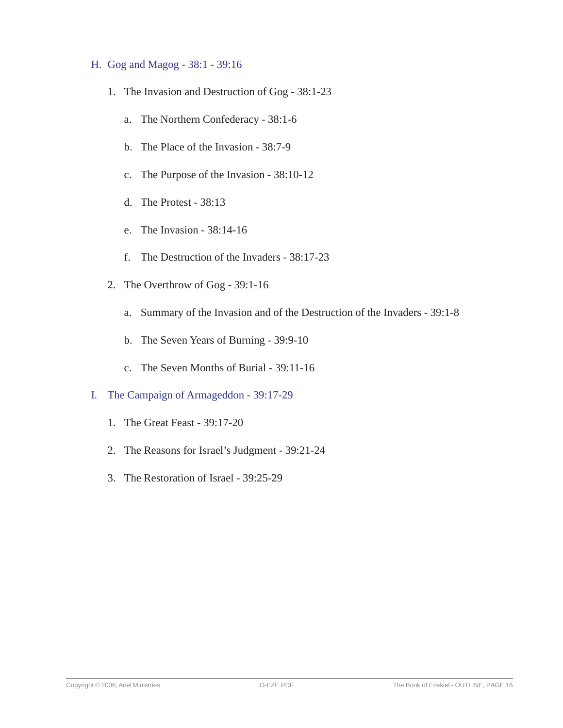## H. Gog and Magog - 38:1 - 39:16

1. The Invasion and Destruction of Gog - 38:1-23

   a. The Northern Confederacy - 38:1-6

   b. The Place of the Invasion - 38:7-9

   c. The Purpose of the Invasion - 38:10-12

   d. The Protest - 38:13

   e. The Invasion - 38:14-16

   f. The Destruction of the Invaders - 38:17-23

2. The Overthrow of Gog - 39:1-16

   a. Summary of the Invasion and of the Destruction of the Invaders - 39:1-8

   b. The Seven Years of Burning - 39:9-10

   c. The Seven Months of Burial - 39:11-16

## I. The Campaign of Armageddon - 39:17-29

1. The Great Feast - 39:17-20

2. The Reasons for Israel's Judgment - 39:21-24

3. The Restoration of Israel - 39:25-29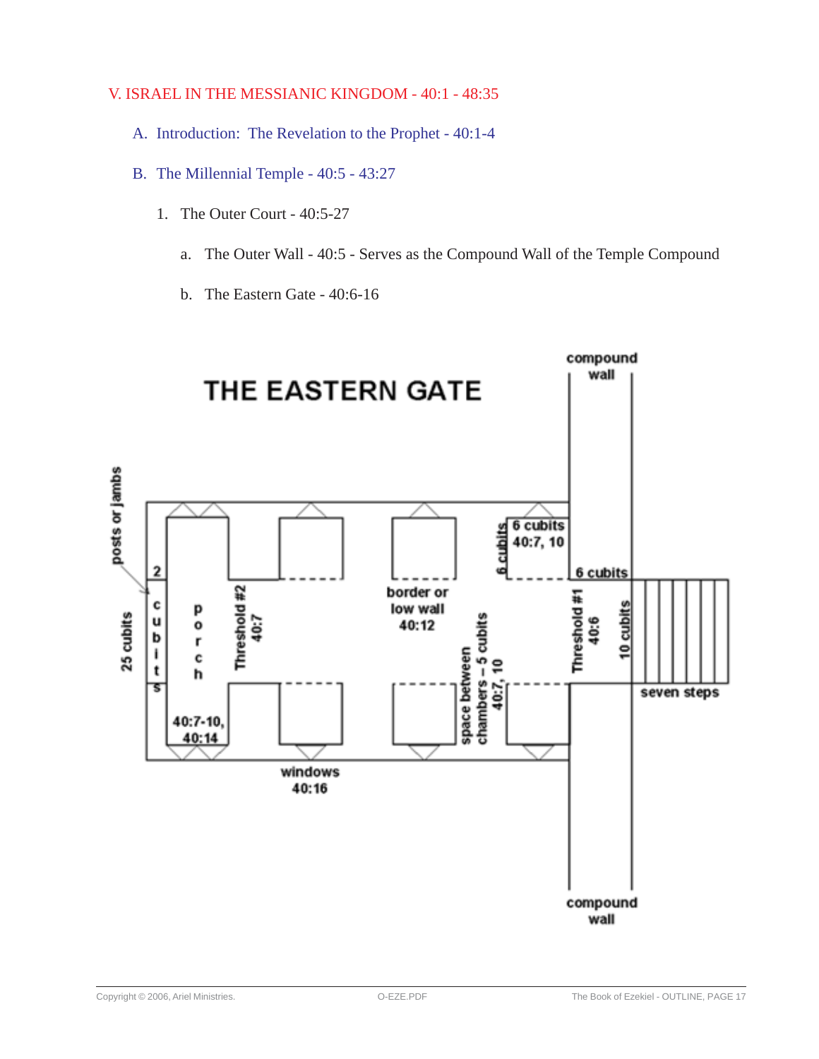V. ISRAEL IN THE MESSIANIC KINGDOM - 40:1 - 48:35

A. Introduction: The Revelation to the Prophet - 40:1-4

B. The Millennial Temple - 40:5 - 43:27

1. The Outer Court - 40:5-27

a. The Outer Wall - 40:5 - Serves as the Compound Wall of the Temple Compound

b. The Eastern Gate - 40:6-16

**THE EASTERN GATE**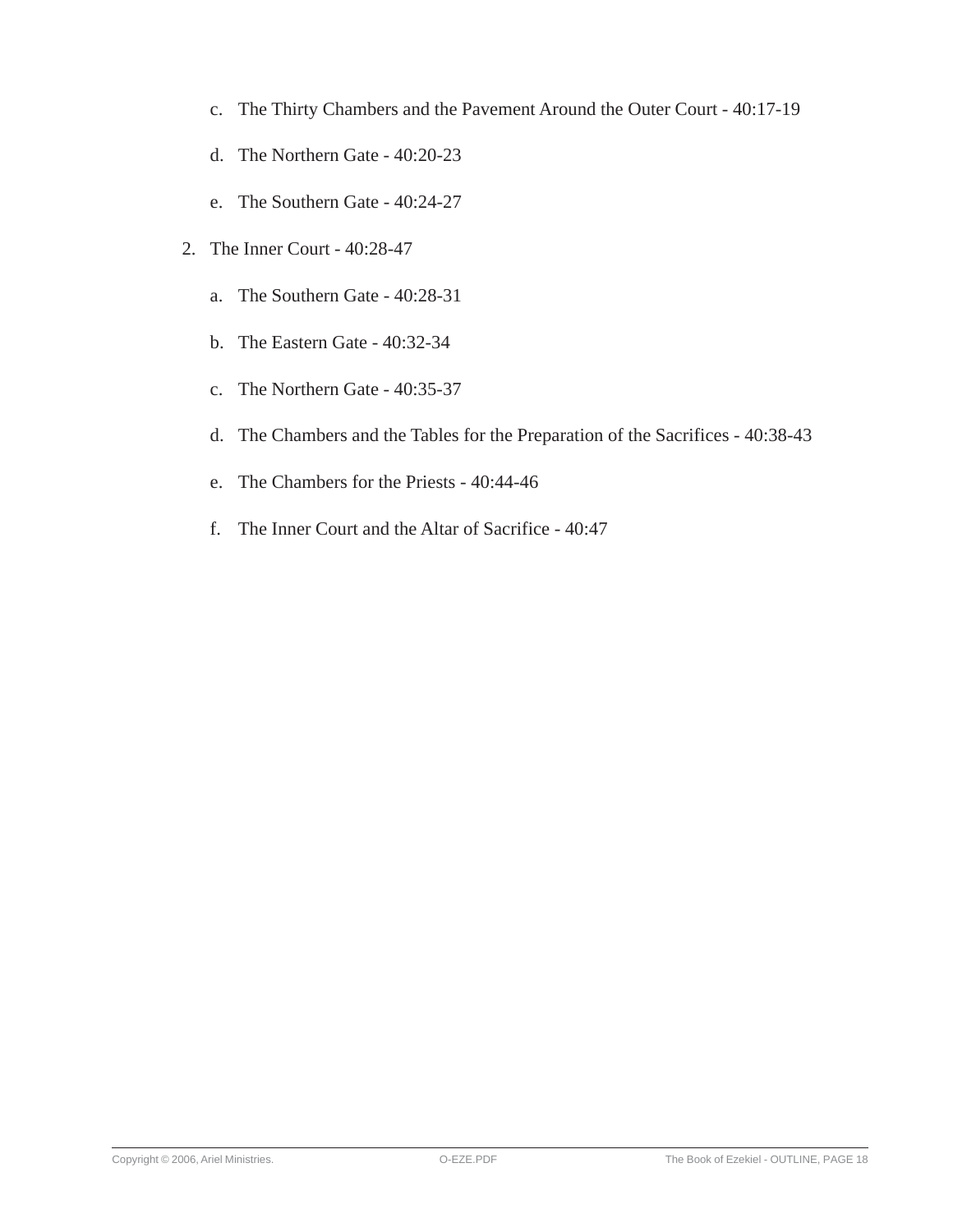c. The Thirty Chambers and the Pavement Around the Outer Court - 40:17-19

   d. The Northern Gate - 40:20-23

   e. The Southern Gate - 40:24-27

2. The Inner Court - 40:28-47

   a. The Southern Gate - 40:28-31

   b. The Eastern Gate - 40:32-34

   c. The Northern Gate - 40:35-37

   d. The Chambers and the Tables for the Preparation of the Sacrifices - 40:38-43

   e. The Chambers for the Priests - 40:44-46

   f. The Inner Court and the Altar of Sacrifice - 40:47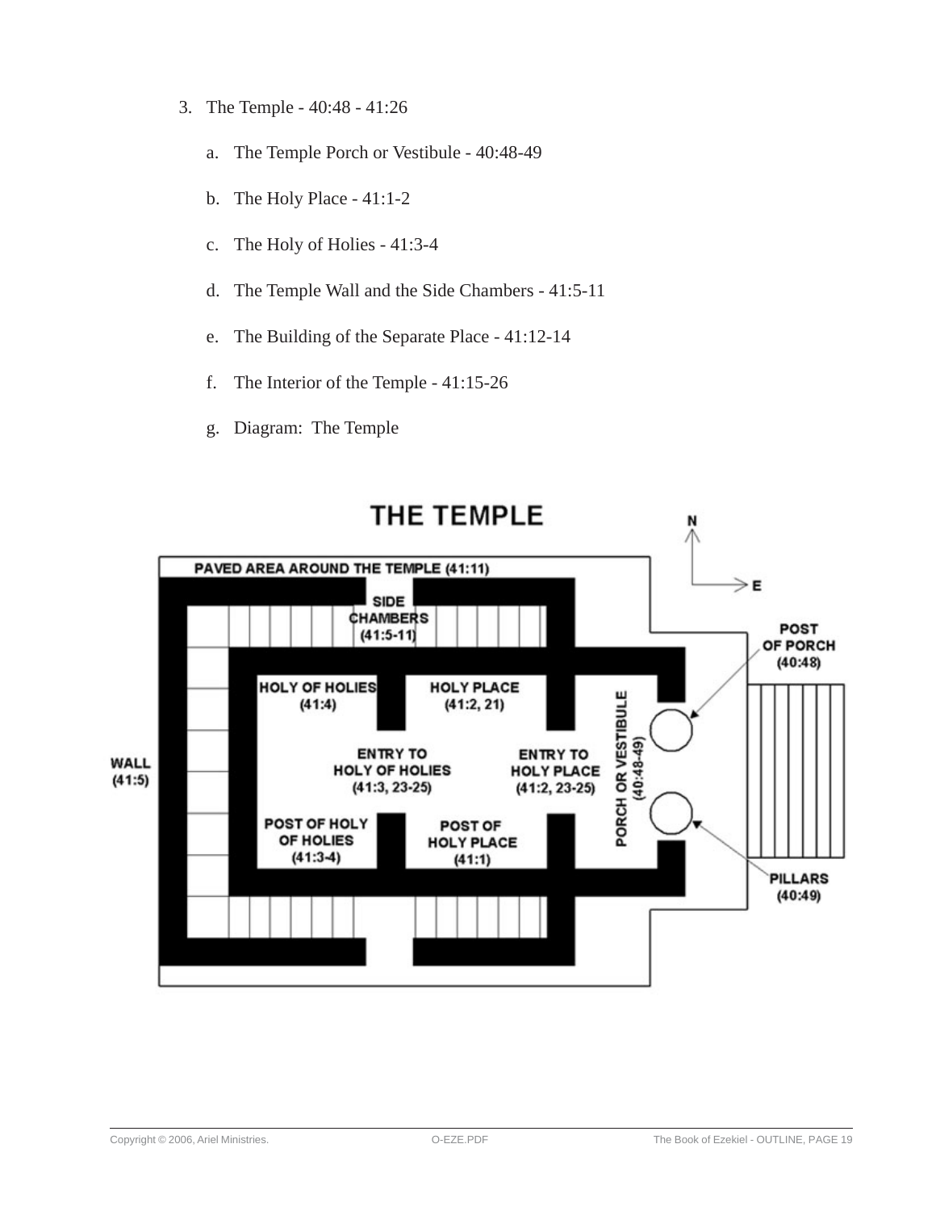3. The Temple - 40:48 - 41:26

    a. The Temple Porch or Vestibule - 40:48-49

    b. The Holy Place - 41:1-2

    c. The Holy of Holies - 41:3-4

    d. The Temple Wall and the Side Chambers - 41:5-11

    e. The Building of the Separate Place - 41:12-14

    f. The Interior of the Temple - 41:15-26

    g. Diagram: The Temple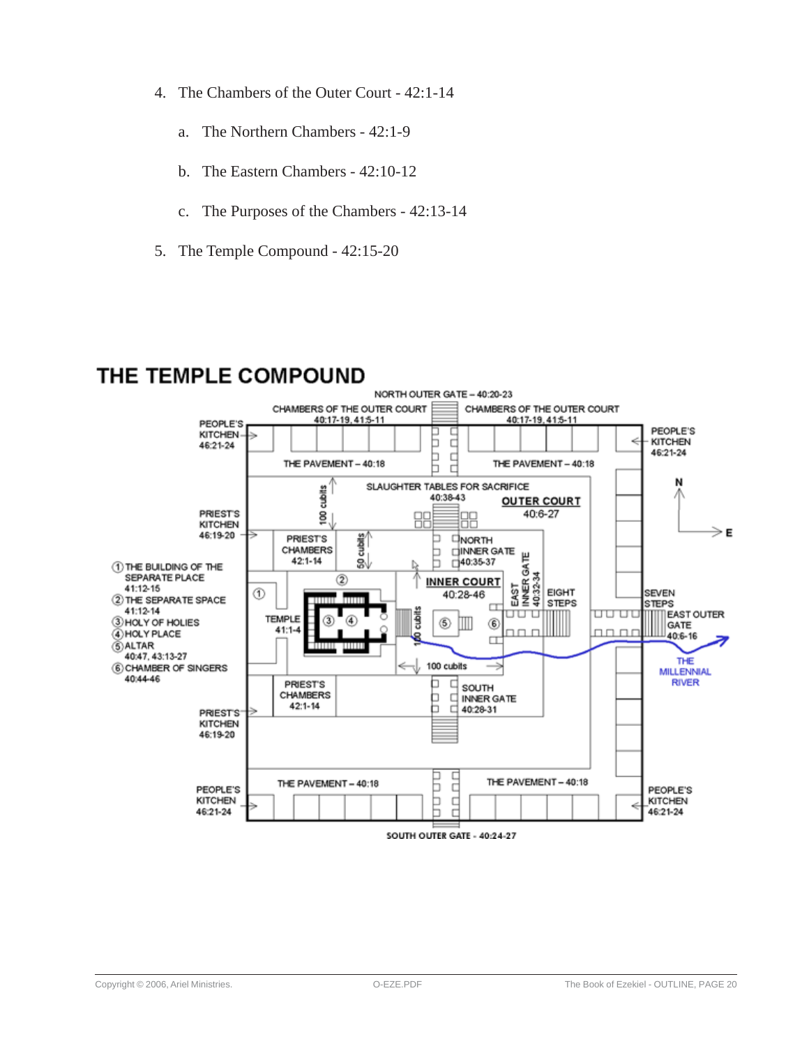4. The Chambers of the Outer Court - 42:1-14

   a. The Northern Chambers - 42:1-9

   b. The Eastern Chambers - 42:10-12

   c. The Purposes of the Chambers - 42:13-14

5. The Temple Compound - 42:15-20

## THE TEMPLE COMPOUND

NORTH OUTER GATE – 40:20-23

CHAMBERS OF THE OUTER COURT 40:17-19, 41:5-11

CHAMBERS OF THE OUTER COURT 40:17-19, 41:5-11

PEOPLE'S KITCHEN 46:21-24

PEOPLE'S KITCHEN 46:21-24

THE PAVEMENT – 40:18

THE PAVEMENT – 40:18

SLAUGHTER TABLES FOR SACRIFICE 40:38-43

OUTER COURT 40:6-27

100 cubits

50 cubits

PRIEST'S KITCHEN 46:19-20

PRIEST'S CHAMBERS 42:1-14

NORTH INNER GATE 40:35-37

1. THE BUILDING OF THE SEPARATE PLACE 41:12-15
2. THE SEPARATE SPACE 41:12-14
3. HOLY OF HOLIES
4. HOLY PLACE
5. ALTAR 40:47, 43:13-27
6. CHAMBER OF SINGERS 40:44-46

TEMPLE 41:1-4

INNER COURT 40:28-46

EAST INNER GATE 40:32-34

EIGHT STEPS

SEVEN STEPS

EAST OUTER GATE 40:6-16

100 cubits

100 cubits

THE MILLENNIAL RIVER

PRIEST'S CHAMBERS 42:1-14

SOUTH INNER GATE 40:28-31

PRIEST'S KITCHEN 46:19-20

THE PAVEMENT – 40:18

THE PAVEMENT – 40:18

PEOPLE'S KITCHEN 46:21-24

PEOPLE'S KITCHEN 46:21-24

SOUTH OUTER GATE - 40:24-27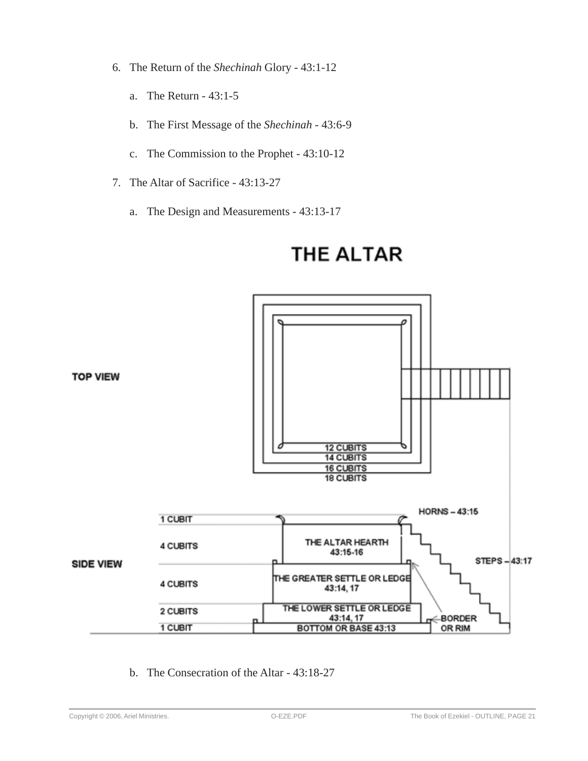6. The Return of the *Shechinah* Glory - 43:1-12

   a. The Return - 43:1-5

   b. The First Message of the *Shechinah* - 43:6-9

   c. The Commission to the Prophet - 43:10-12

7. The Altar of Sacrifice - 43:13-27

   a. The Design and Measurements - 43:13-17

THE ALTAR

TOP VIEW

12 CUBITS
14 CUBITS
16 CUBITS
18 CUBITS

SIDE VIEW

1 CUBIT
4 CUBITS
4 CUBITS
2 CUBITS
1 CUBIT

HORNS – 43:15
THE ALTAR HEARTH 43:15-16
THE GREATER SETTLE OR LEDGE 43:14, 17
THE LOWER SETTLE OR LEDGE 43:14, 17
BOTTOM OR BASE 43:13
STEPS – 43:17
BORDER OR RIM

   b. The Consecration of the Altar - 43:18-27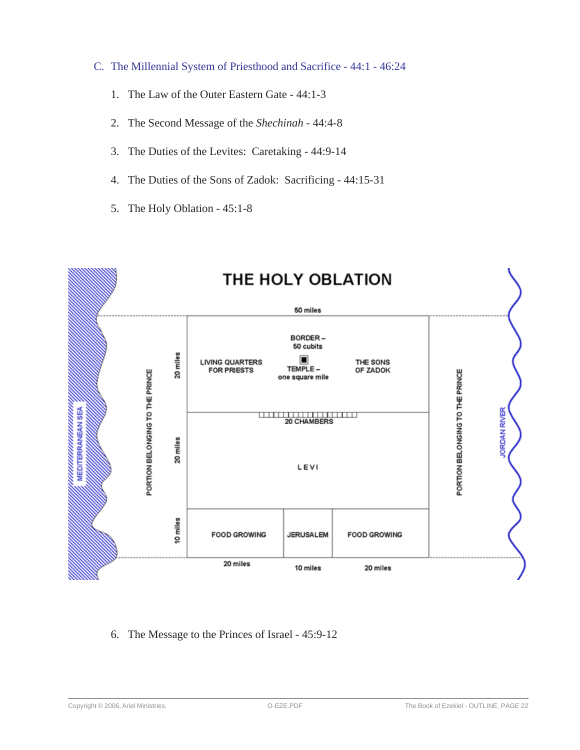### C. The Millennial System of Priesthood and Sacrifice - 44:1 - 46:24

1. The Law of the Outer Eastern Gate - 44:1-3
2. The Second Message of the *Shechinah* - 44:4-8
3. The Duties of the Levites: Caretaking - 44:9-14
4. The Duties of the Sons of Zadok: Sacrificing - 44:15-31
5. The Holy Oblation - 45:1-8

**THE HOLY OBLATION**

MEDITERRANEAN SEA | PORTION BELONGING TO THE PRINCE | 50 miles | PORTION BELONGING TO THE PRINCE | JORDAN RIVER

20 miles: LIVING QUARTERS FOR PRIESTS | BORDER – 50 cubits; TEMPLE – one square mile | THE SONS OF ZADOK

20 CHAMBERS

20 miles: LEVI

10 miles: FOOD GROWING (20 miles) | JERUSALEM (10 miles) | FOOD GROWING (20 miles)

6. The Message to the Princes of Israel - 45:9-12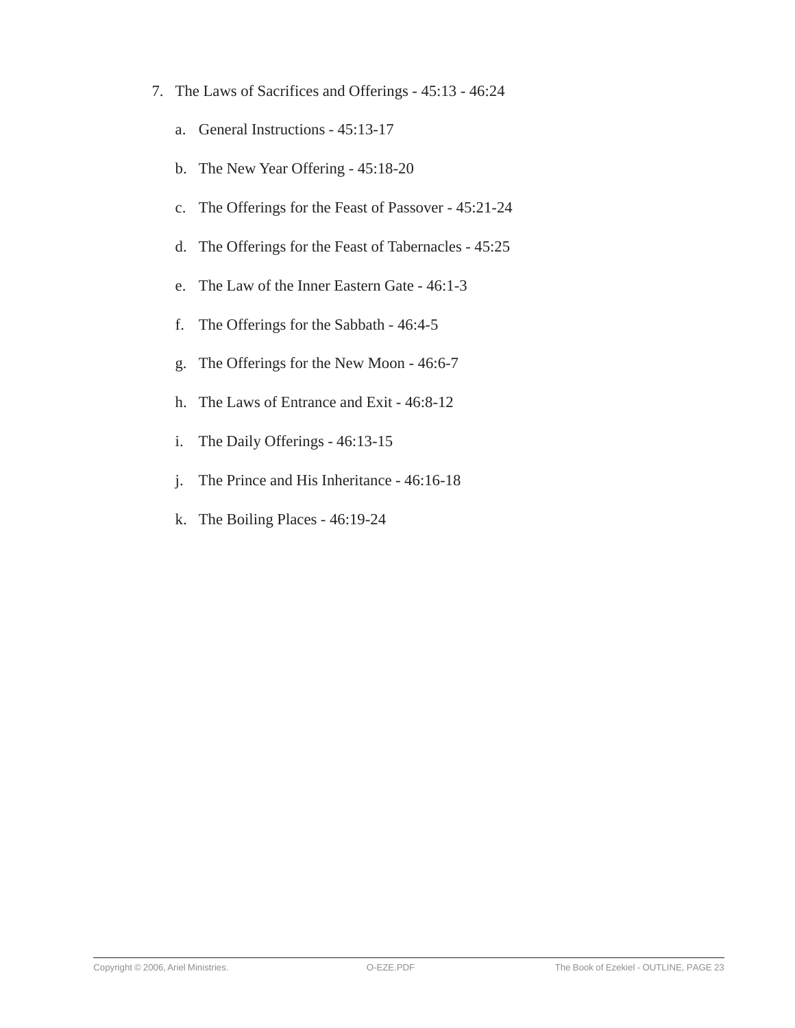7. The Laws of Sacrifices and Offerings - 45:13 - 46:24

    a. General Instructions - 45:13-17

    b. The New Year Offering - 45:18-20

    c. The Offerings for the Feast of Passover - 45:21-24

    d. The Offerings for the Feast of Tabernacles - 45:25

    e. The Law of the Inner Eastern Gate - 46:1-3

    f. The Offerings for the Sabbath - 46:4-5

    g. The Offerings for the New Moon - 46:6-7

    h. The Laws of Entrance and Exit - 46:8-12

    i. The Daily Offerings - 46:13-15

    j. The Prince and His Inheritance - 46:16-18

    k. The Boiling Places - 46:19-24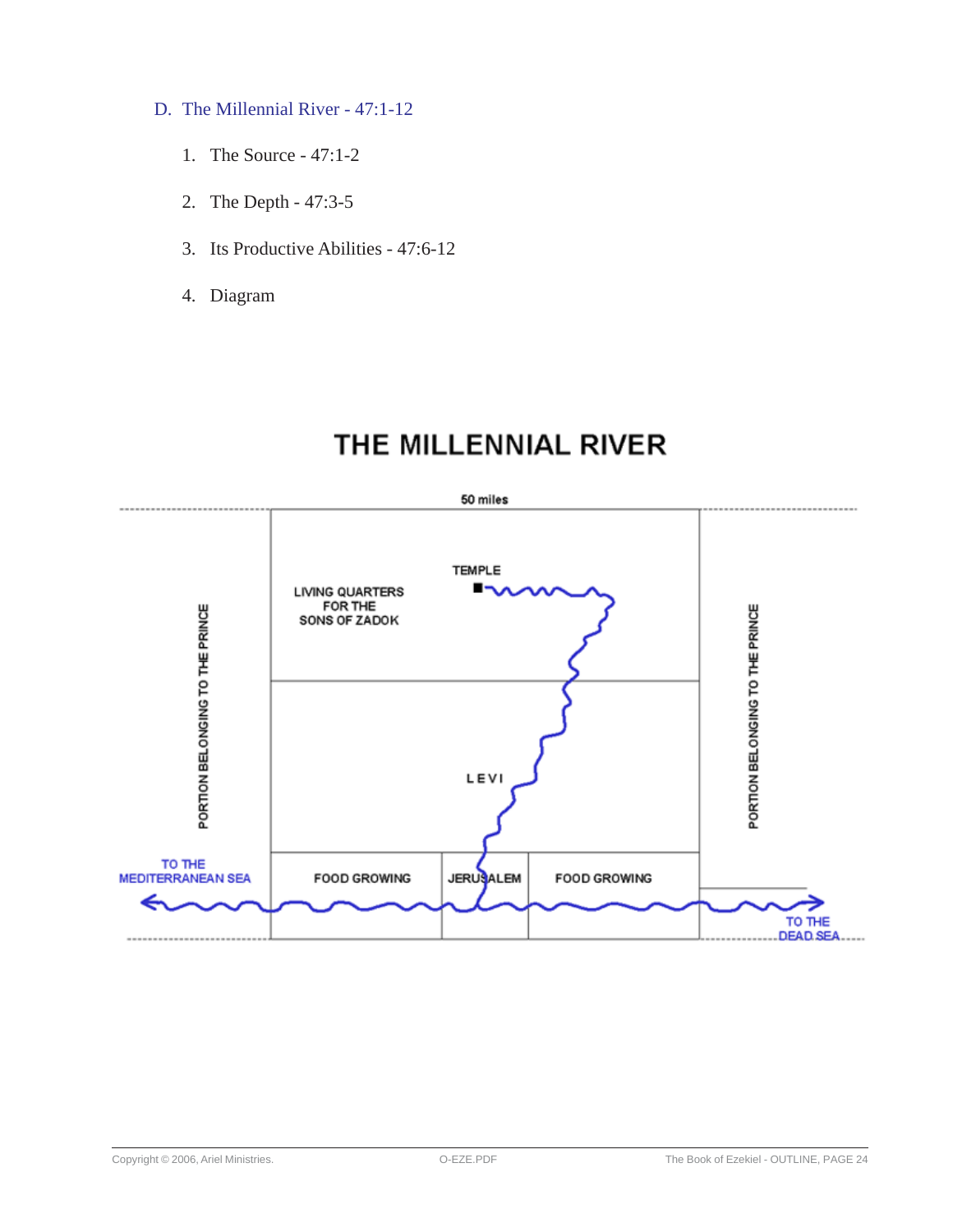## D. The Millennial River - 47:1-12

1. The Source - 47:1-2
2. The Depth - 47:3-5
3. Its Productive Abilities - 47:6-12
4. Diagram

# THE MILLENNIAL RIVER

50 miles

TEMPLE

LIVING QUARTERS FOR THE SONS OF ZADOK

LEVI

PORTION BELONGING TO THE PRINCE

PORTION BELONGING TO THE PRINCE

TO THE MEDITERRANEAN SEA

FOOD GROWING

JERUSALEM

FOOD GROWING

TO THE DEAD SEA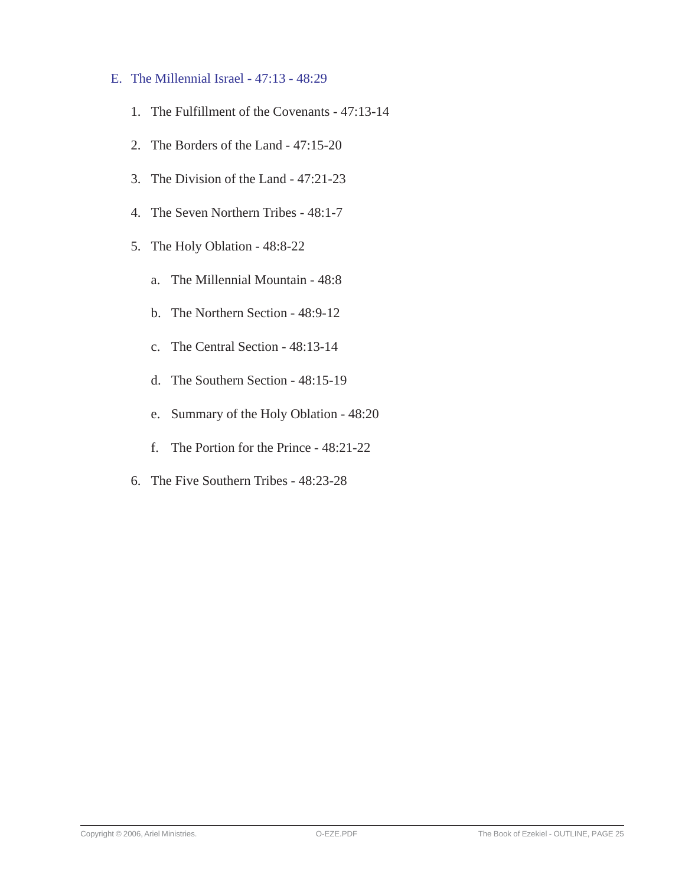E. The Millennial Israel - 47:13 - 48:29

1. The Fulfillment of the Covenants - 47:13-14
2. The Borders of the Land - 47:15-20
3. The Division of the Land - 47:21-23
4. The Seven Northern Tribes - 48:1-7
5. The Holy Oblation - 48:8-22
    a. The Millennial Mountain - 48:8
    b. The Northern Section - 48:9-12
    c. The Central Section - 48:13-14
    d. The Southern Section - 48:15-19
    e. Summary of the Holy Oblation - 48:20
    f. The Portion for the Prince - 48:21-22
6. The Five Southern Tribes - 48:23-28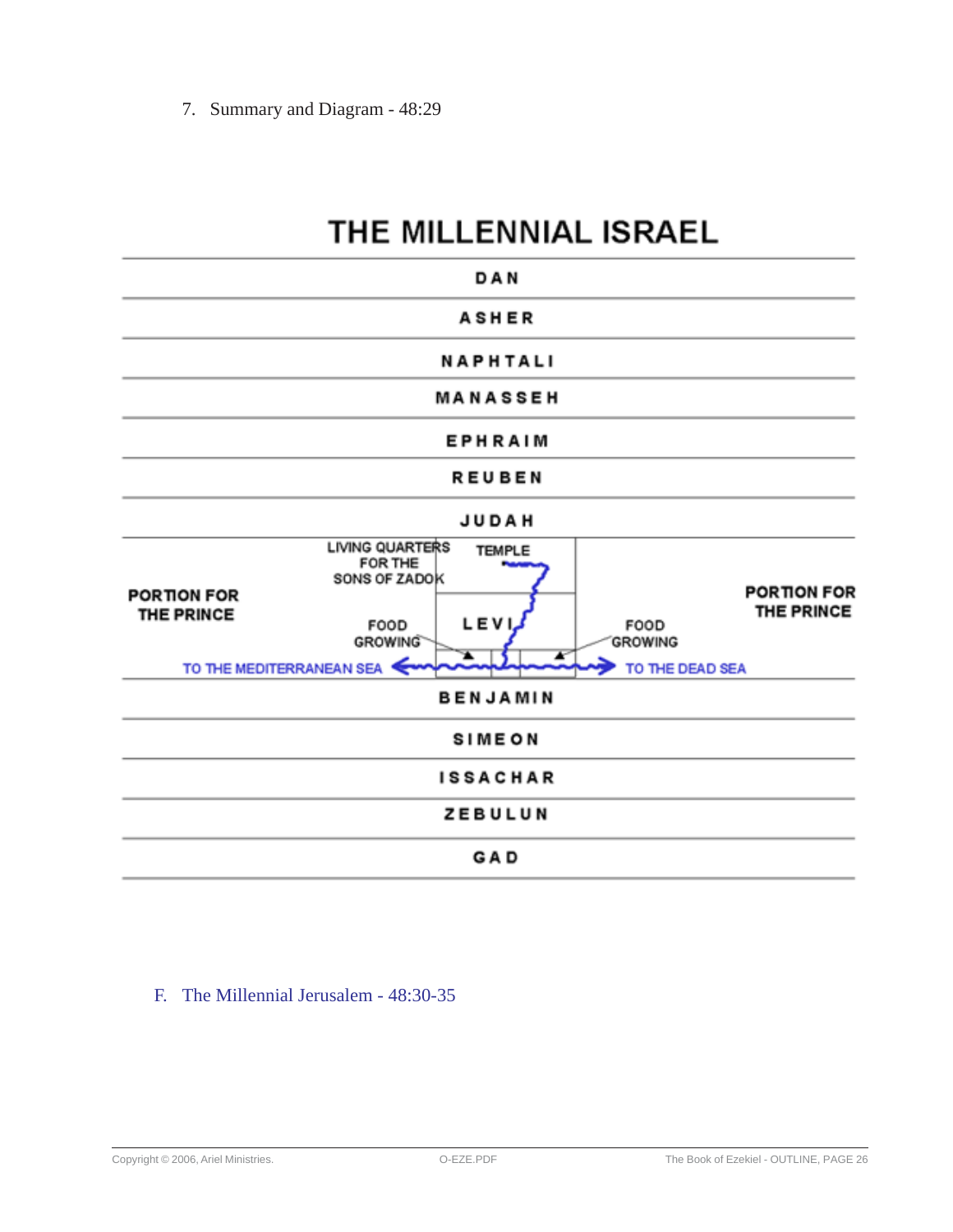7. Summary and Diagram - 48:29

THE MILLENNIAL ISRAEL

DAN

ASHER

NAPHTALI

MANASSEH

EPHRAIM

REUBEN

JUDAH

LIVING QUARTERS FOR THE SONS OF ZADOK

TEMPLE

PORTION FOR THE PRINCE

PORTION FOR THE PRINCE

FOOD GROWING

LEVI

FOOD GROWING

TO THE MEDITERRANEAN SEA

TO THE DEAD SEA

BENJAMIN

SIMEON

ISSACHAR

ZEBULUN

GAD

F. The Millennial Jerusalem - 48:30-35